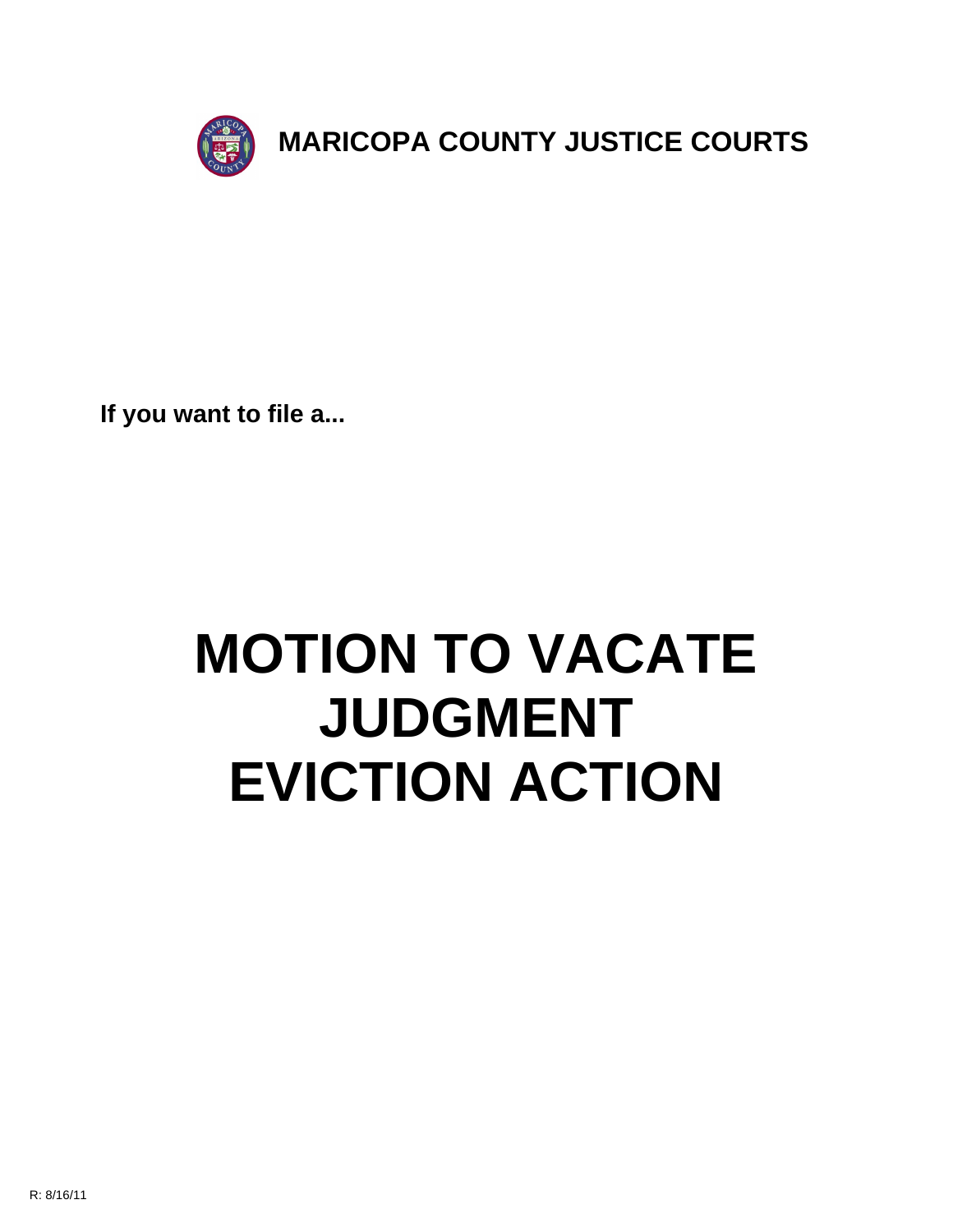**MARICOPA COUNTY JUSTICE COURTS**

**If you want to file a...**

# MOTION TO VACATE JUDGMENT EVICTION ACTION

R: 8/16/11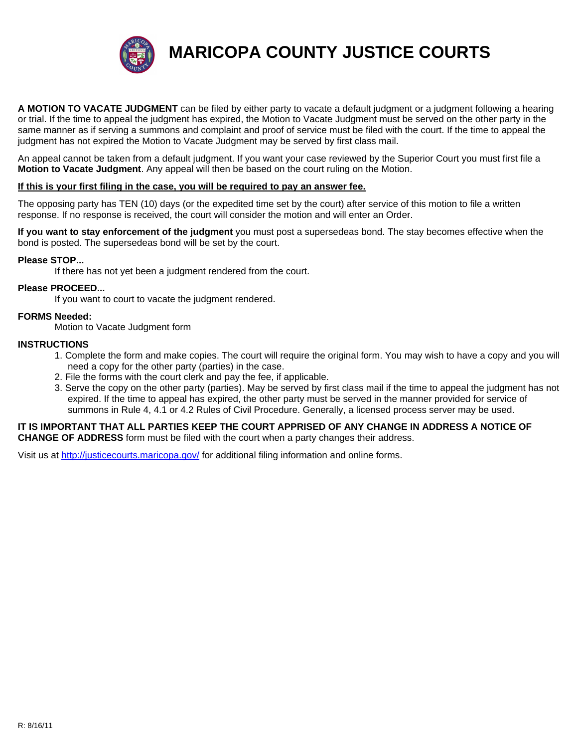# MARICOPA COUNTY JUSTICE COURTS

**A MOTION TO VACATE JUDGMENT** can be filed by either party to vacate a default judgment or a judgment following a hearing or trial. If the time to appeal the judgment has expired, the Motion to Vacate Judgment must be served on the other party in the same manner as if serving a summons and complaint and proof of service must be filed with the court. If the time to appeal the judgment has not expired the Motion to Vacate Judgment may be served by first class mail.

An appeal cannot be taken from a default judgment. If you want your case reviewed by the Superior Court you must first file a **Motion to Vacate Judgment**. Any appeal will then be based on the court ruling on the Motion.

<u>**If this is your first filing in the case, you will be required to pay an answer fee.**</u>

The opposing party has TEN (10) days (or the expedited time set by the court) after service of this motion to file a written response. If no response is received, the court will consider the motion and will enter an Order.

**If you want to stay enforcement of the judgment** you must post a supersedeas bond. The stay becomes effective when the bond is posted. The supersedeas bond will be set by the court.

**Please STOP...**

If there has not yet been a judgment rendered from the court.

**Please PROCEED...**

If you want to court to vacate the judgment rendered.

**FORMS Needed:**

Motion to Vacate Judgment form

**INSTRUCTIONS**

1. Complete the form and make copies. The court will require the original form. You may wish to have a copy and you will need a copy for the other party (parties) in the case.
2. File the forms with the court clerk and pay the fee, if applicable.
3. Serve the copy on the other party (parties). May be served by first class mail if the time to appeal the judgment has not expired. If the time to appeal has expired, the other party must be served in the manner provided for service of summons in Rule 4, 4.1 or 4.2 Rules of Civil Procedure. Generally, a licensed process server may be used.

**IT IS IMPORTANT THAT ALL PARTIES KEEP THE COURT APPRISED OF ANY CHANGE IN ADDRESS A NOTICE OF CHANGE OF ADDRESS** form must be filed with the court when a party changes their address.

Visit us at [http://justicecourts.maricopa.gov/](http://justicecourts.maricopa.gov/) for additional filing information and online forms.

R: 8/16/11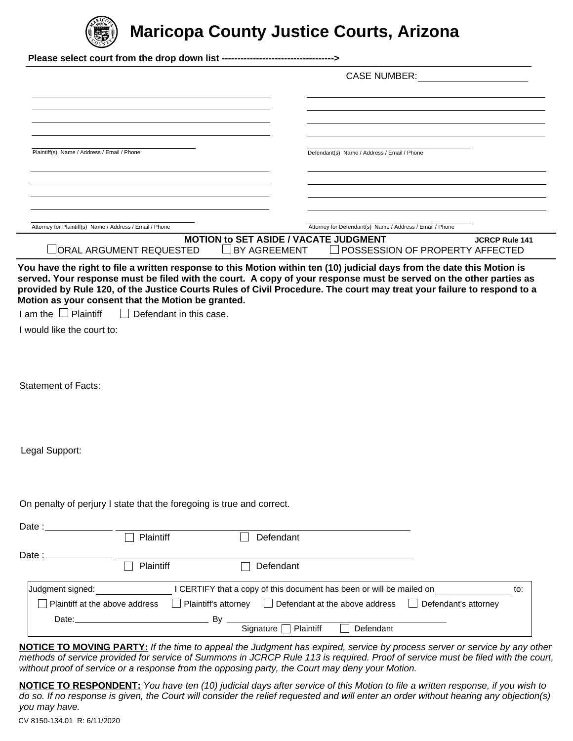# Maricopa County Justice Courts, Arizona

**Please select court from the drop down list ----------------------------------->**

CASE NUMBER: ____________________

Plaintiff(s) Name / Address / Email / Phone

Defendant(s) Name / Address / Email / Phone

Attorney for Plaintiff(s) Name / Address / Email / Phone

Attorney for Defendant(s) Name / Address / Email / Phone

## MOTION to SET ASIDE / VACATE JUDGMENT

**JCRCP Rule 141**

☐ ORAL ARGUMENT REQUESTED ☐ BY AGREEMENT ☐ POSSESSION OF PROPERTY AFFECTED

**You have the right to file a written response to this Motion within ten (10) judicial days from the date this Motion is served. Your response must be filed with the court. A copy of your response must be served on the other parties as provided by Rule 120, of the Justice Courts Rules of Civil Procedure. The court may treat your failure to respond to a Motion as your consent that the Motion be granted.**

I am the ☐ Plaintiff ☐ Defendant in this case.

I would like the court to:

Statement of Facts:

Legal Support:

On penalty of perjury I state that the foregoing is true and correct.

Date :____________ ________________________________________
☐ Plaintiff ☐ Defendant

Date :____________ ________________________________________
☐ Plaintiff ☐ Defendant

Judgment signed: ____________ I CERTIFY that a copy of this document has been or will be mailed on ____________ to:

☐ Plaintiff at the above address ☐ Plaintiff's attorney ☐ Defendant at the above address ☐ Defendant's attorney

Date: ____________________ By ______________________________
Signature ☐ Plaintiff ☐ Defendant

**NOTICE TO MOVING PARTY:** *If the time to appeal the Judgment has expired, service by process server or service by any other methods of service provided for service of Summons in JCRCP Rule 113 is required. Proof of service must be filed with the court, without proof of service or a response from the opposing party, the Court may deny your Motion.*

**NOTICE TO RESPONDENT:** *You have ten (10) judicial days after service of this Motion to file a written response, if you wish to do so. If no response is given, the Court will consider the relief requested and will enter an order without hearing any objection(s) you may have.*

CV 8150-134.01 R: 6/11/2020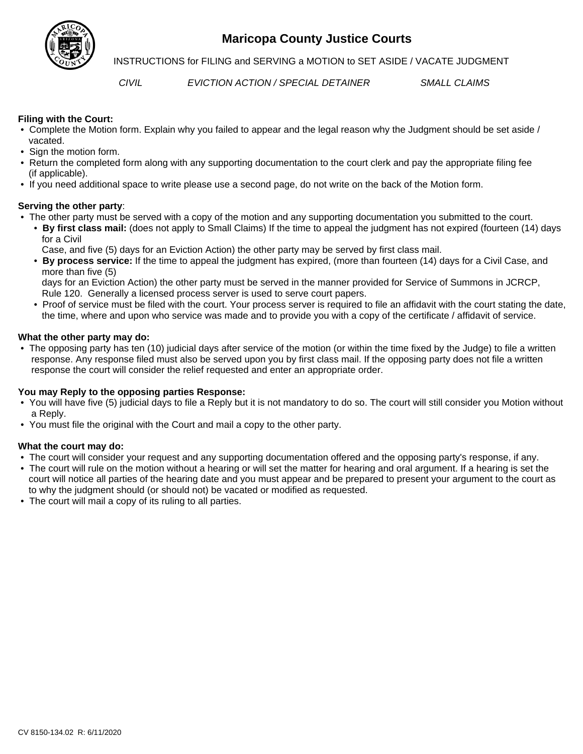# Maricopa County Justice Courts

INSTRUCTIONS for FILING and SERVING a MOTION to SET ASIDE / VACATE JUDGMENT

*CIVIL* &nbsp;&nbsp;&nbsp; *EVICTION ACTION / SPECIAL DETAINER* &nbsp;&nbsp;&nbsp; *SMALL CLAIMS*

**Filing with the Court:**

- Complete the Motion form. Explain why you failed to appear and the legal reason why the Judgment should be set aside / vacated.
- Sign the motion form.
- Return the completed form along with any supporting documentation to the court clerk and pay the appropriate filing fee (if applicable).
- If you need additional space to write please use a second page, do not write on the back of the Motion form.

**Serving the other party**:

- The other party must be served with a copy of the motion and any supporting documentation you submitted to the court.
  - **By first class mail:** (does not apply to Small Claims) If the time to appeal the judgment has not expired (fourteen (14) days for a Civil Case, and five (5) days for an Eviction Action) the other party may be served by first class mail.
  - **By process service:** If the time to appeal the judgment has expired, (more than fourteen (14) days for a Civil Case, and more than five (5) days for an Eviction Action) the other party must be served in the manner provided for Service of Summons in JCRCP, Rule 120. Generally a licensed process server is used to serve court papers.
  - Proof of service must be filed with the court. Your process server is required to file an affidavit with the court stating the date, the time, where and upon who service was made and to provide you with a copy of the certificate / affidavit of service.

**What the other party may do:**

- The opposing party has ten (10) judicial days after service of the motion (or within the time fixed by the Judge) to file a written response. Any response filed must also be served upon you by first class mail. If the opposing party does not file a written response the court will consider the relief requested and enter an appropriate order.

**You may Reply to the opposing parties Response:**

- You will have five (5) judicial days to file a Reply but it is not mandatory to do so. The court will still consider you Motion without a Reply.
- You must file the original with the Court and mail a copy to the other party.

**What the court may do:**

- The court will consider your request and any supporting documentation offered and the opposing party's response, if any.
- The court will rule on the motion without a hearing or will set the matter for hearing and oral argument. If a hearing is set the court will notice all parties of the hearing date and you must appear and be prepared to present your argument to the court as to why the judgment should (or should not) be vacated or modified as requested.
- The court will mail a copy of its ruling to all parties.

CV 8150-134.02 R: 6/11/2020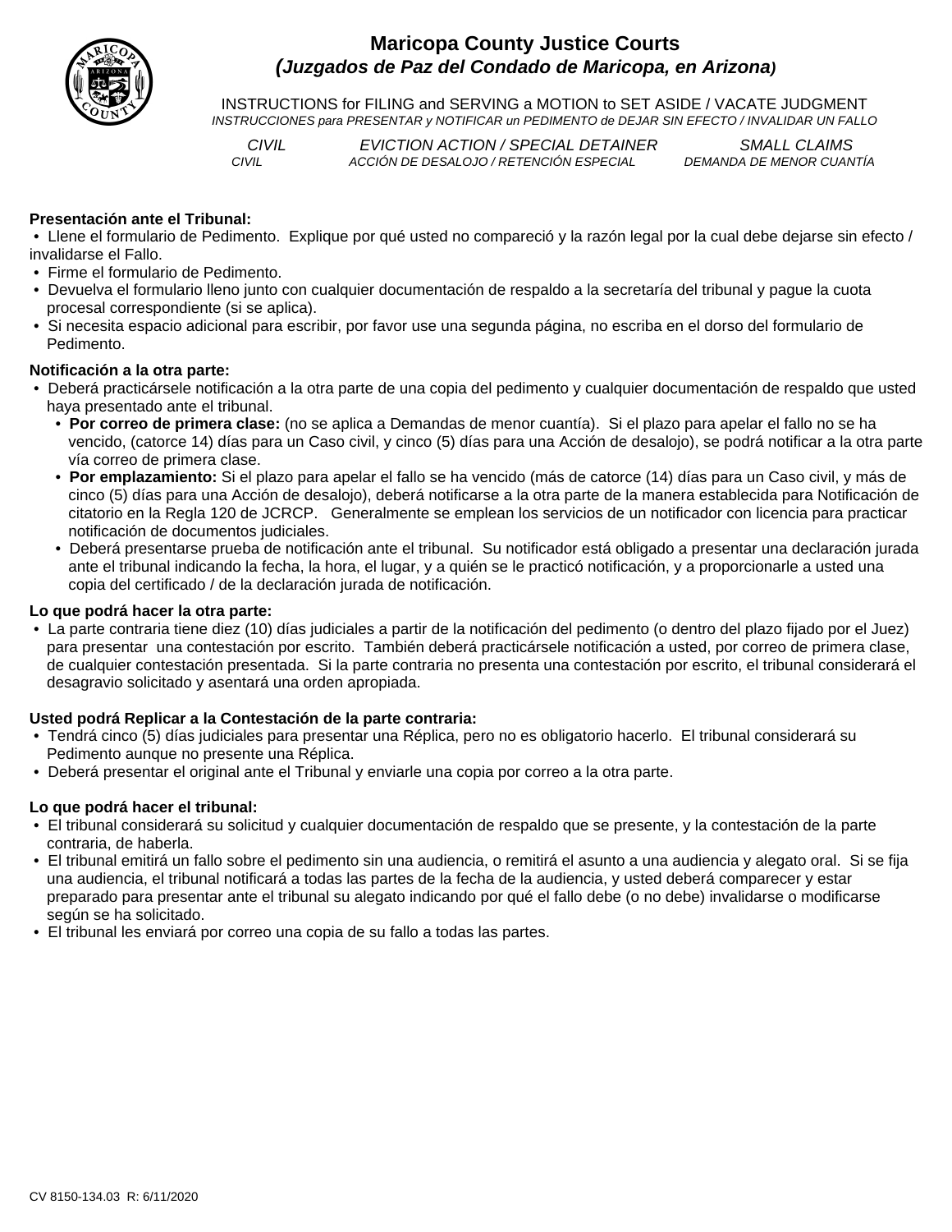# Maricopa County Justice Courts
## *(Juzgados de Paz del Condado de Maricopa, en Arizona)*

INSTRUCTIONS for FILING and SERVING a MOTION to SET ASIDE / VACATE JUDGMENT
*INSTRUCCIONES para PRESENTAR y NOTIFICAR un PEDIMENTO de DEJAR SIN EFECTO / INVALIDAR UN FALLO*

*CIVIL* — *EVICTION ACTION / SPECIAL DETAINER* — *SMALL CLAIMS*
*CIVIL* — *ACCIÓN DE DESALOJO / RETENCIÓN ESPECIAL* — *DEMANDA DE MENOR CUANTÍA*

**Presentación ante el Tribunal:**

- Llene el formulario de Pedimento. Explique por qué usted no compareció y la razón legal por la cual debe dejarse sin efecto / invalidarse el Fallo.
- Firme el formulario de Pedimento.
- Devuelva el formulario lleno junto con cualquier documentación de respaldo a la secretaría del tribunal y pague la cuota procesal correspondiente (si se aplica).
- Si necesita espacio adicional para escribir, por favor use una segunda página, no escriba en el dorso del formulario de Pedimento.

**Notificación a la otra parte:**

- Deberá practicársele notificación a la otra parte de una copia del pedimento y cualquier documentación de respaldo que usted haya presentado ante el tribunal.
  - **Por correo de primera clase:** (no se aplica a Demandas de menor cuantía). Si el plazo para apelar el fallo no se ha vencido, (catorce 14) días para un Caso civil, y cinco (5) días para una Acción de desalojo), se podrá notificar a la otra parte vía correo de primera clase.
  - **Por emplazamiento:** Si el plazo para apelar el fallo se ha vencido (más de catorce (14) días para un Caso civil, y más de cinco (5) días para una Acción de desalojo), deberá notificarse a la otra parte de la manera establecida para Notificación de citatorio en la Regla 120 de JCRCP. Generalmente se emplean los servicios de un notificador con licencia para practicar notificación de documentos judiciales.
  - Deberá presentarse prueba de notificación ante el tribunal. Su notificador está obligado a presentar una declaración jurada ante el tribunal indicando la fecha, la hora, el lugar, y a quién se le practicó notificación, y a proporcionarle a usted una copia del certificado / de la declaración jurada de notificación.

**Lo que podrá hacer la otra parte:**

- La parte contraria tiene diez (10) días judiciales a partir de la notificación del pedimento (o dentro del plazo fijado por el Juez) para presentar una contestación por escrito. También deberá practicársele notificación a usted, por correo de primera clase, de cualquier contestación presentada. Si la parte contraria no presenta una contestación por escrito, el tribunal considerará el desagravio solicitado y asentará una orden apropiada.

**Usted podrá Replicar a la Contestación de la parte contraria:**

- Tendrá cinco (5) días judiciales para presentar una Réplica, pero no es obligatorio hacerlo. El tribunal considerará su Pedimento aunque no presente una Réplica.
- Deberá presentar el original ante el Tribunal y enviarle una copia por correo a la otra parte.

**Lo que podrá hacer el tribunal:**

- El tribunal considerará su solicitud y cualquier documentación de respaldo que se presente, y la contestación de la parte contraria, de haberla.
- El tribunal emitirá un fallo sobre el pedimento sin una audiencia, o remitirá el asunto a una audiencia y alegato oral. Si se fija una audiencia, el tribunal notificará a todas las partes de la fecha de la audiencia, y usted deberá comparecer y estar preparado para presentar ante el tribunal su alegato indicando por qué el fallo debe (o no debe) invalidarse o modificarse según se ha solicitado.
- El tribunal les enviará por correo una copia de su fallo a todas las partes.

CV 8150-134.03 R: 6/11/2020